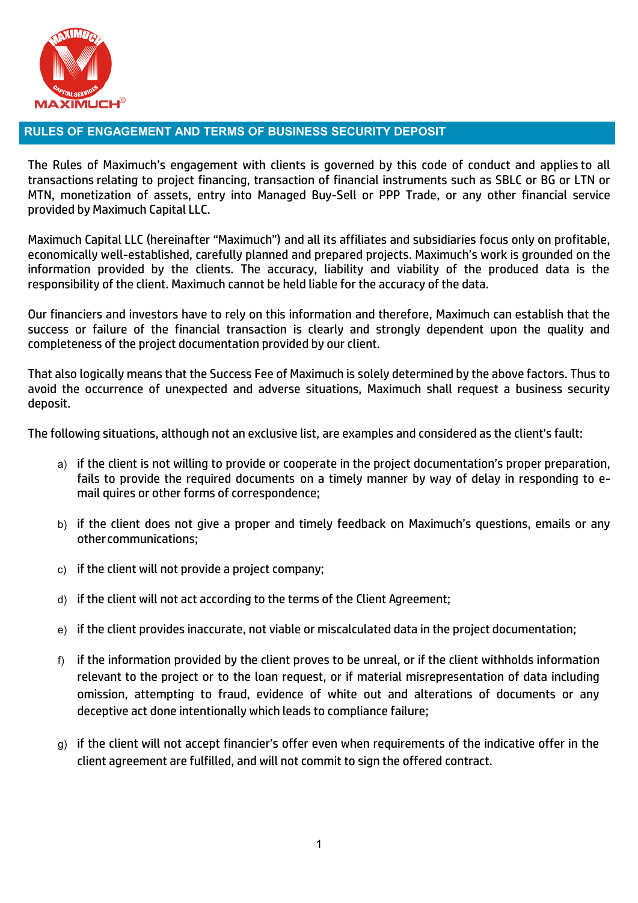## RULES OF ENGAGEMENT AND TERMS OF BUSINESS SECURITY DEPOSIT

The Rules of Maximuch's engagement with clients is governed by this code of conduct and applies to all transactions relating to project financing, transaction of financial instruments such as SBLC or BG or LTN or MTN, monetization of assets, entry into Managed Buy-Sell or PPP Trade, or any other financial service provided by Maximuch Capital LLC.

Maximuch Capital LLC (hereinafter "Maximuch") and all its affiliates and subsidiaries focus only on profitable, economically well-established, carefully planned and prepared projects. Maximuch's work is grounded on the information provided by the clients. The accuracy, liability and viability of the produced data is the responsibility of the client. Maximuch cannot be held liable for the accuracy of the data.

Our financiers and investors have to rely on this information and therefore, Maximuch can establish that the success or failure of the financial transaction is clearly and strongly dependent upon the quality and completeness of the project documentation provided by our client.

That also logically means that the Success Fee of Maximuch is solely determined by the above factors. Thus to avoid the occurrence of unexpected and adverse situations, Maximuch shall request a business security deposit.

The following situations, although not an exclusive list, are examples and considered as the client's fault:

a) if the client is not willing to provide or cooperate in the project documentation's proper preparation, fails to provide the required documents on a timely manner by way of delay in responding to e-mail quires or other forms of correspondence;

b) if the client does not give a proper and timely feedback on Maximuch's questions, emails or any other communications;

c) if the client will not provide a project company;

d) if the client will not act according to the terms of the Client Agreement;

e) if the client provides inaccurate, not viable or miscalculated data in the project documentation;

f) if the information provided by the client proves to be unreal, or if the client withholds information relevant to the project or to the loan request, or if material misrepresentation of data including omission, attempting to fraud, evidence of white out and alterations of documents or any deceptive act done intentionally which leads to compliance failure;

g) if the client will not accept financier's offer even when requirements of the indicative offer in the client agreement are fulfilled, and will not commit to sign the offered contract.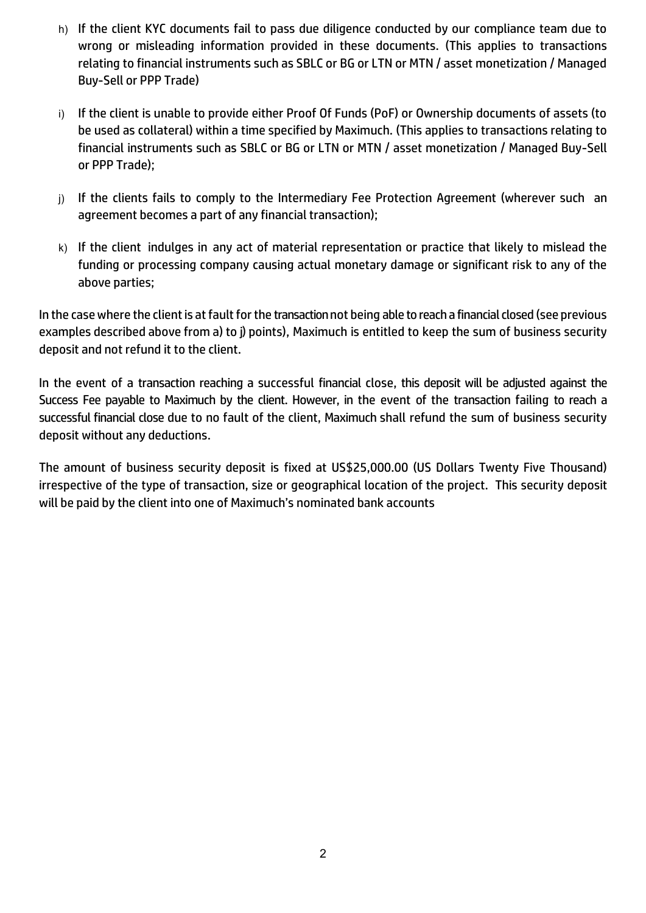h) If the client KYC documents fail to pass due diligence conducted by our compliance team due to wrong or misleading information provided in these documents. (This applies to transactions relating to financial instruments such as SBLC or BG or LTN or MTN / asset monetization / Managed Buy-Sell or PPP Trade)

i) If the client is unable to provide either Proof Of Funds (PoF) or Ownership documents of assets (to be used as collateral) within a time specified by Maximuch. (This applies to transactions relating to financial instruments such as SBLC or BG or LTN or MTN / asset monetization / Managed Buy-Sell or PPP Trade);

j) If the clients fails to comply to the Intermediary Fee Protection Agreement (wherever such an agreement becomes a part of any financial transaction);

k) If the client indulges in any act of material representation or practice that likely to mislead the funding or processing company causing actual monetary damage or significant risk to any of the above parties;

In the case where the client is at fault for the transaction not being able to reach a financial closed (see previous examples described above from a) to j) points), Maximuch is entitled to keep the sum of business security deposit and not refund it to the client.

In the event of a transaction reaching a successful financial close, this deposit will be adjusted against the Success Fee payable to Maximuch by the client. However, in the event of the transaction failing to reach a successful financial close due to no fault of the client, Maximuch shall refund the sum of business security deposit without any deductions.

The amount of business security deposit is fixed at US$25,000.00 (US Dollars Twenty Five Thousand) irrespective of the type of transaction, size or geographical location of the project. This security deposit will be paid by the client into one of Maximuch's nominated bank accounts